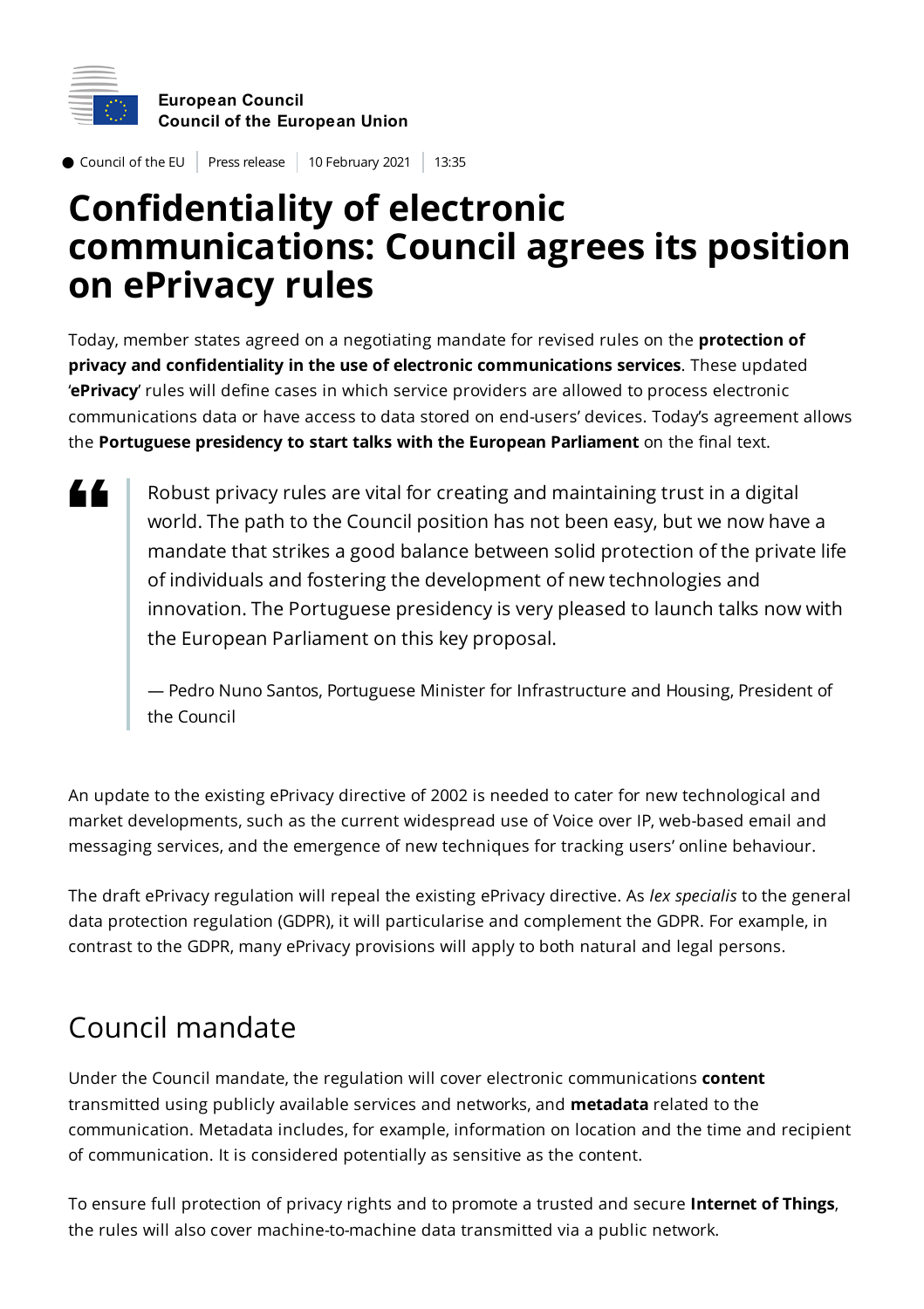European Council
Council of the European Union

Council of the EU | Press release | 10 February 2021 | 13:35

# Confidentiality of electronic communications: Council agrees its position on ePrivacy rules

Today, member states agreed on a negotiating mandate for revised rules on the **protection of privacy and confidentiality in the use of electronic communications services**. These updated '**ePrivacy**' rules will define cases in which service providers are allowed to process electronic communications data or have access to data stored on end-users' devices. Today's agreement allows the **Portuguese presidency to start talks with the European Parliament** on the final text.

> Robust privacy rules are vital for creating and maintaining trust in a digital world. The path to the Council position has not been easy, but we now have a mandate that strikes a good balance between solid protection of the private life of individuals and fostering the development of new technologies and innovation. The Portuguese presidency is very pleased to launch talks now with the European Parliament on this key proposal.
>
> — Pedro Nuno Santos, Portuguese Minister for Infrastructure and Housing, President of the Council

An update to the existing ePrivacy directive of 2002 is needed to cater for new technological and market developments, such as the current widespread use of Voice over IP, web-based email and messaging services, and the emergence of new techniques for tracking users' online behaviour.

The draft ePrivacy regulation will repeal the existing ePrivacy directive. As *lex specialis* to the general data protection regulation (GDPR), it will particularise and complement the GDPR. For example, in contrast to the GDPR, many ePrivacy provisions will apply to both natural and legal persons.

## Council mandate

Under the Council mandate, the regulation will cover electronic communications **content** transmitted using publicly available services and networks, and **metadata** related to the communication. Metadata includes, for example, information on location and the time and recipient of communication. It is considered potentially as sensitive as the content.

To ensure full protection of privacy rights and to promote a trusted and secure **Internet of Things**, the rules will also cover machine-to-machine data transmitted via a public network.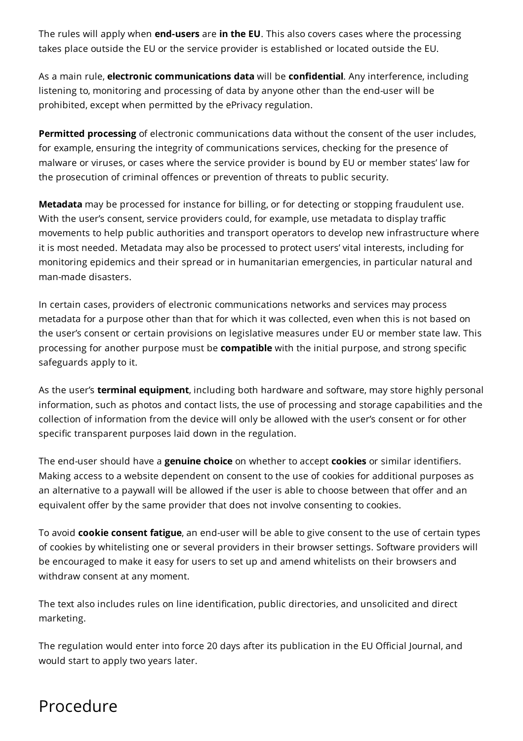The rules will apply when **end-users** are **in the EU**. This also covers cases where the processing takes place outside the EU or the service provider is established or located outside the EU.

As a main rule, **electronic communications data** will be **confidential**. Any interference, including listening to, monitoring and processing of data by anyone other than the end-user will be prohibited, except when permitted by the ePrivacy regulation.

**Permitted processing** of electronic communications data without the consent of the user includes, for example, ensuring the integrity of communications services, checking for the presence of malware or viruses, or cases where the service provider is bound by EU or member states' law for the prosecution of criminal offences or prevention of threats to public security.

**Metadata** may be processed for instance for billing, or for detecting or stopping fraudulent use. With the user's consent, service providers could, for example, use metadata to display traffic movements to help public authorities and transport operators to develop new infrastructure where it is most needed. Metadata may also be processed to protect users' vital interests, including for monitoring epidemics and their spread or in humanitarian emergencies, in particular natural and man-made disasters.

In certain cases, providers of electronic communications networks and services may process metadata for a purpose other than that for which it was collected, even when this is not based on the user's consent or certain provisions on legislative measures under EU or member state law. This processing for another purpose must be **compatible** with the initial purpose, and strong specific safeguards apply to it.

As the user's **terminal equipment**, including both hardware and software, may store highly personal information, such as photos and contact lists, the use of processing and storage capabilities and the collection of information from the device will only be allowed with the user's consent or for other specific transparent purposes laid down in the regulation.

The end-user should have a **genuine choice** on whether to accept **cookies** or similar identifiers. Making access to a website dependent on consent to the use of cookies for additional purposes as an alternative to a paywall will be allowed if the user is able to choose between that offer and an equivalent offer by the same provider that does not involve consenting to cookies.

To avoid **cookie consent fatigue**, an end-user will be able to give consent to the use of certain types of cookies by whitelisting one or several providers in their browser settings. Software providers will be encouraged to make it easy for users to set up and amend whitelists on their browsers and withdraw consent at any moment.

The text also includes rules on line identification, public directories, and unsolicited and direct marketing.

The regulation would enter into force 20 days after its publication in the EU Official Journal, and would start to apply two years later.

## Procedure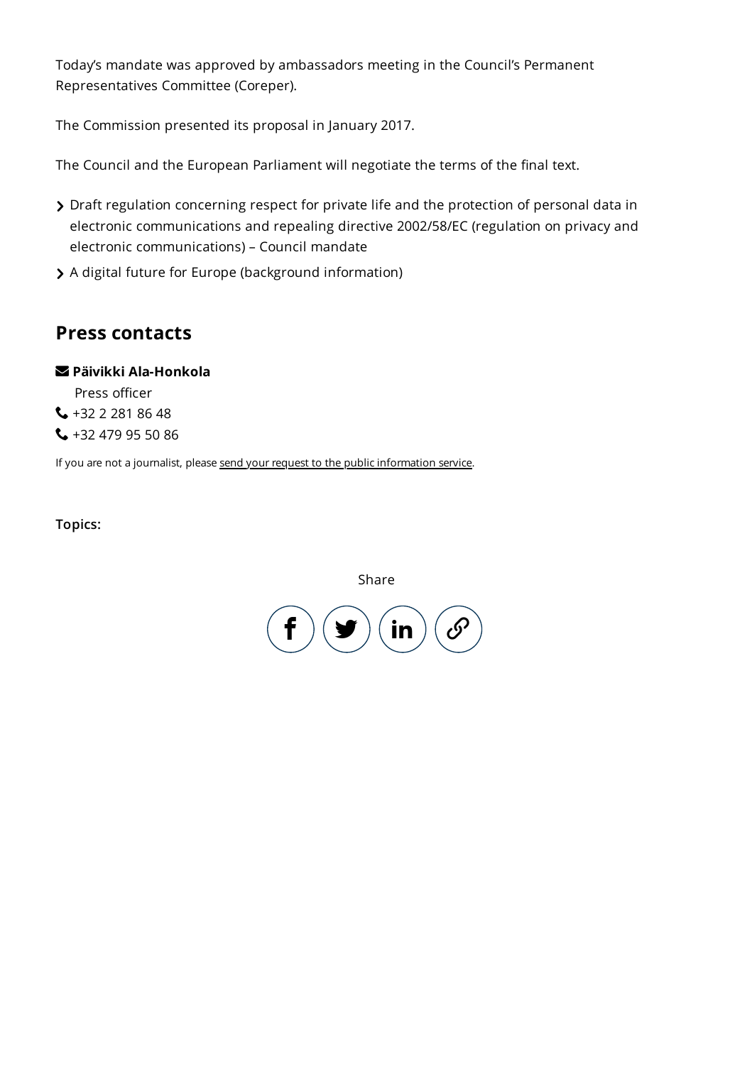Today's mandate was approved by ambassadors meeting in the Council's Permanent Representatives Committee (Coreper).

The Commission presented its proposal in January 2017.

The Council and the European Parliament will negotiate the terms of the final text.

- Draft regulation concerning respect for private life and the protection of personal data in electronic communications and repealing directive 2002/58/EC (regulation on privacy and electronic communications) – Council mandate
- A digital future for Europe (background information)

## Press contacts

**Päivikki Ala-Honkola**
Press officer
+32 2 281 86 48
+32 479 95 50 86

If you are not a journalist, please send your request to the public information service.

**Topics:**

Share